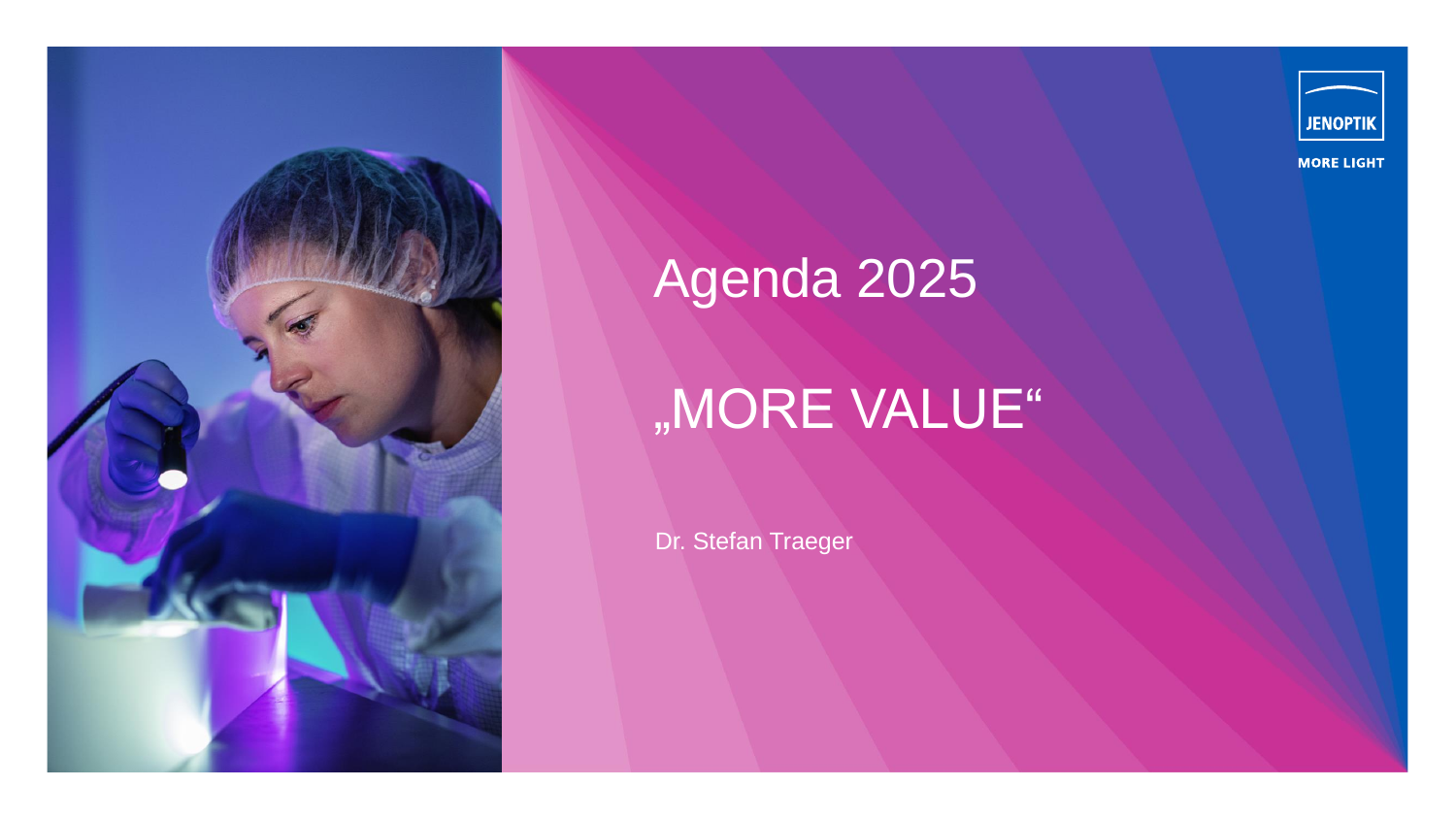JENOPTIK

MORE LIGHT

# Agenda 2025

## „MORE VALUE“

Dr. Stefan Traeger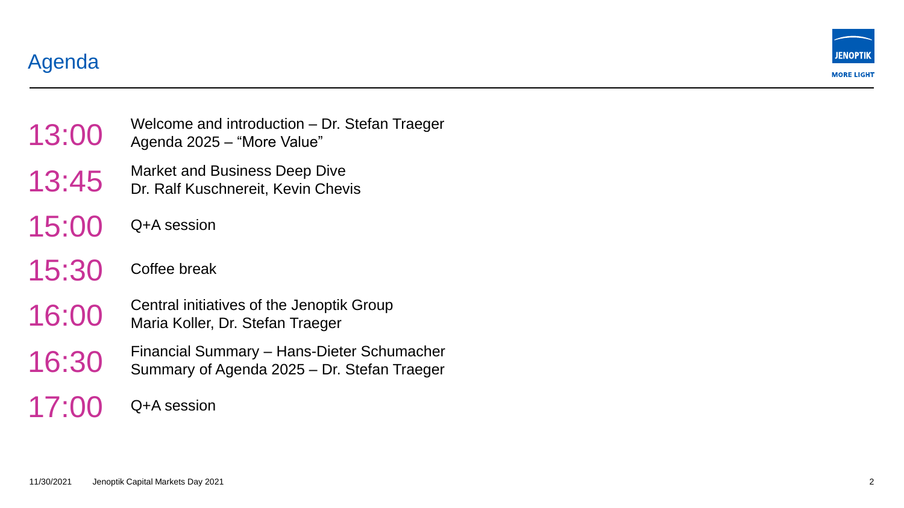# Agenda

| Time | Session |
|---|---|
| 13:00 | Welcome and introduction – Dr. Stefan Traeger<br>Agenda 2025 – “More Value” |
| 13:45 | Market and Business Deep Dive<br>Dr. Ralf Kuschnereit, Kevin Chevis |
| 15:00 | Q+A session |
| 15:30 | Coffee break |
| 16:00 | Central initiatives of the Jenoptik Group<br>Maria Koller, Dr. Stefan Traeger |
| 16:30 | Financial Summary – Hans-Dieter Schumacher<br>Summary of Agenda 2025 – Dr. Stefan Traeger |
| 17:00 | Q+A session |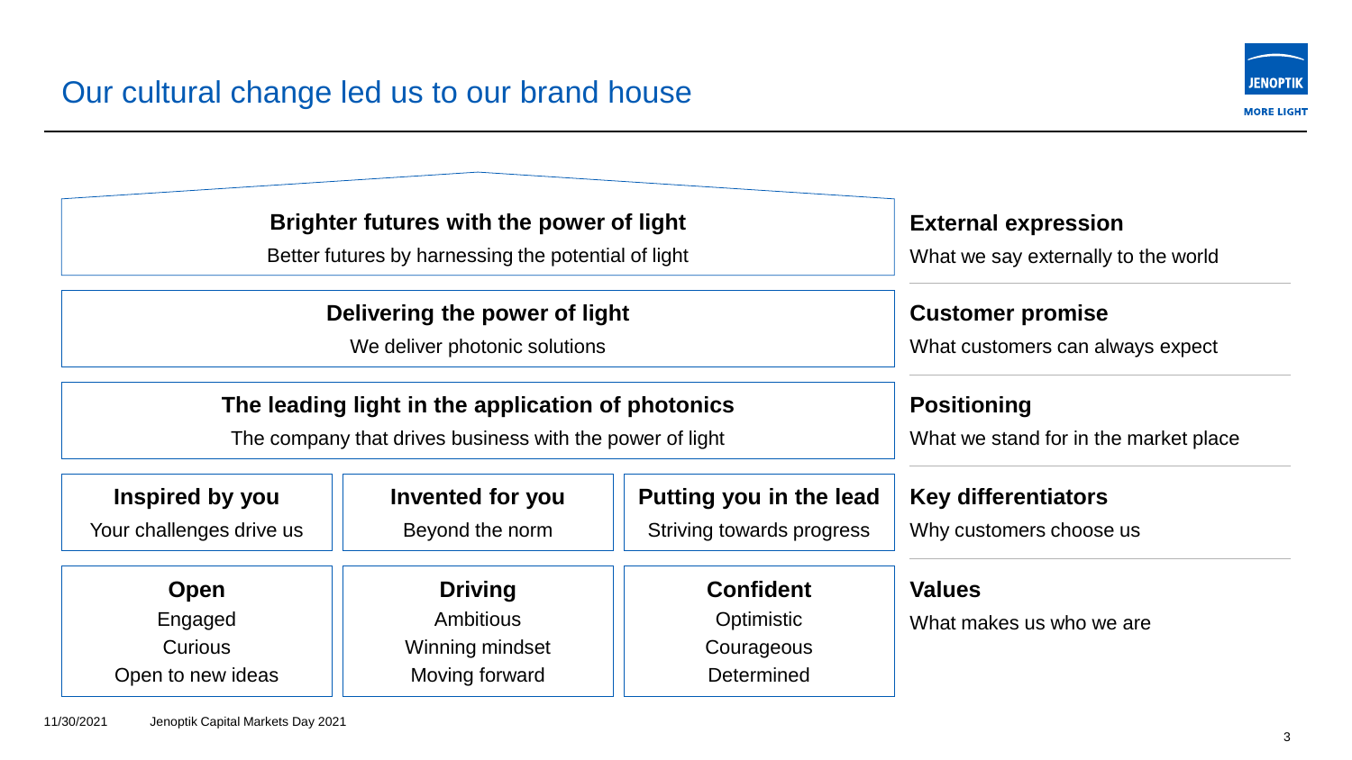# Our cultural change led us to our brand house

| Brand house | Layer |
|---|---|
| **Brighter futures with the power of light**<br>Better futures by harnessing the potential of light | **External expression**<br>What we say externally to the world |
| **Delivering the power of light**<br>We deliver photonic solutions | **Customer promise**<br>What customers can always expect |
| **The leading light in the application of photonics**<br>The company that drives business with the power of light | **Positioning**<br>What we stand for in the market place |

| | | | |
|---|---|---|---|
| **Inspired by you**<br>Your challenges drive us | **Invented for you**<br>Beyond the norm | **Putting you in the lead**<br>Striving towards progress | **Key differentiators**<br>Why customers choose us |
| **Open**<br>Engaged<br>Curious<br>Open to new ideas | **Driving**<br>Ambitious<br>Winning mindset<br>Moving forward | **Confident**<br>Optimistic<br>Courageous<br>Determined | **Values**<br>What makes us who we are |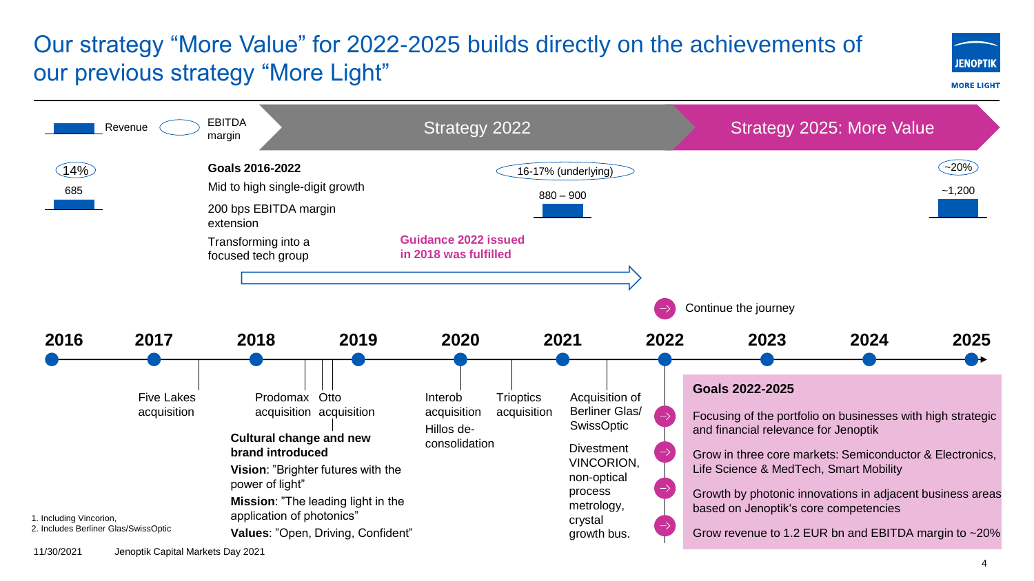# Our strategy “More Value” for 2022-2025 builds directly on the achievements of our previous strategy “More Light”

Legend: Revenue | EBITDA margin

**Strategy 2022** → **Strategy 2025: More Value**

| | 2016 | 2022 | 2025 |
|---|---|---|---|
| EBITDA margin | 14% | 16-17% (underlying) | ~20% |
| Revenue | 685 | 880 – 900 | ~1,200 |

**Goals 2016-2022**

- Mid to high single-digit growth
- 200 bps EBITDA margin extension
- Transforming into a focused tech group

**Guidance 2022 issued in 2018 was fulfilled**

→ Continue the journey

## Timeline

- **2016**
- **2017**: Five Lakes acquisition
- **2018**: Prodomax acquisition; Otto acquisition
  - **Cultural change and new brand introduced**
  - **Vision**: ”Brighter futures with the power of light”
  - **Mission**: ”The leading light in the application of photonics”
  - **Values**: ”Open, Driving, Confident”
- **2019**
- **2020**: Interob acquisition; Hillos de-consolidation
- **2021**: Trioptics acquisition; Acquisition of Berliner Glas/ SwissOptic; Divestment VINCORION, non-optical process metrology, crystal growth bus.
- **2022**
- **2023**
- **2024**
- **2025**

**Goals 2022-2025**

→ Focusing of the portfolio on businesses with high strategic and financial relevance for Jenoptik

→ Grow in three core markets: Semiconductor & Electronics, Life Science & MedTech, Smart Mobility

→ Growth by photonic innovations in adjacent business areas based on Jenoptik’s core competencies

→ Grow revenue to 1.2 EUR bn and EBITDA margin to ~20%

1. Including Vincorion,
2. Includes Berliner Glas/SwissOptic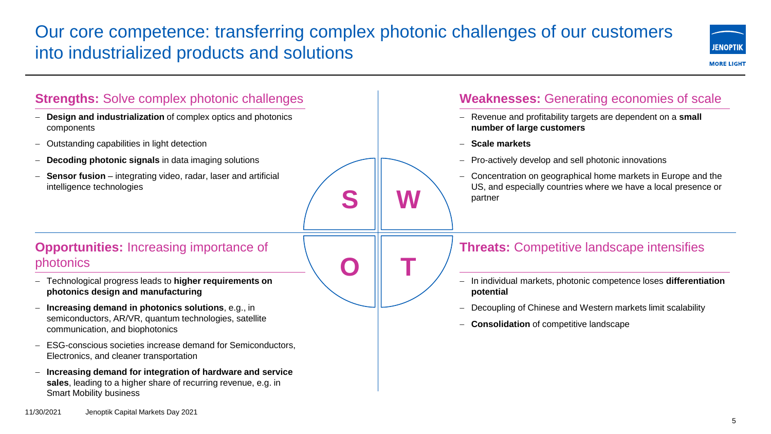# Our core competence: transferring complex photonic challenges of our customers into industrialized products and solutions

## Strengths: Solve complex photonic challenges

- **Design and industrialization** of complex optics and photonics components
- Outstanding capabilities in light detection
- **Decoding photonic signals** in data imaging solutions
- **Sensor fusion** – integrating video, radar, laser and artificial intelligence technologies

## Weaknesses: Generating economies of scale

- Revenue and profitability targets are dependent on a **small number of large customers**
- **Scale markets**
- Pro-actively develop and sell photonic innovations
- Concentration on geographical home markets in Europe and the US, and especially countries where we have a local presence or partner

## Opportunities: Increasing importance of photonics

- Technological progress leads to **higher requirements on photonics design and manufacturing**
- **Increasing demand in photonics solutions**, e.g., in semiconductors, AR/VR, quantum technologies, satellite communication, and biophotonics
- ESG-conscious societies increase demand for Semiconductors, Electronics, and cleaner transportation
- **Increasing demand for integration of hardware and service sales**, leading to a higher share of recurring revenue, e.g. in Smart Mobility business

## Threats: Competitive landscape intensifies

- In individual markets, photonic competence loses **differentiation potential**
- Decoupling of Chinese and Western markets limit scalability
- **Consolidation** of competitive landscape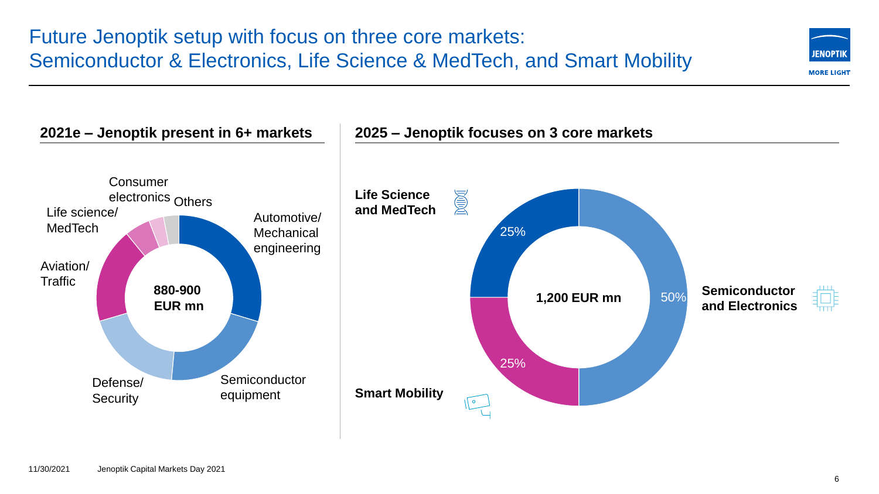# Future Jenoptik setup with focus on three core markets: Semiconductor & Electronics, Life Science & MedTech, and Smart Mobility

## 2021e – Jenoptik present in 6+ markets

**880-900 EUR mn**

- Automotive/ Mechanical engineering
- Semiconductor equipment
- Defense/ Security
- Aviation/ Traffic
- Life science/ MedTech
- Consumer electronics
- Others

## 2025 – Jenoptik focuses on 3 core markets

**1,200 EUR mn**

- **Semiconductor and Electronics** 50%
- **Life Science and MedTech** 25%
- **Smart Mobility** 25%

11/30/2021 Jenoptik Capital Markets Day 2021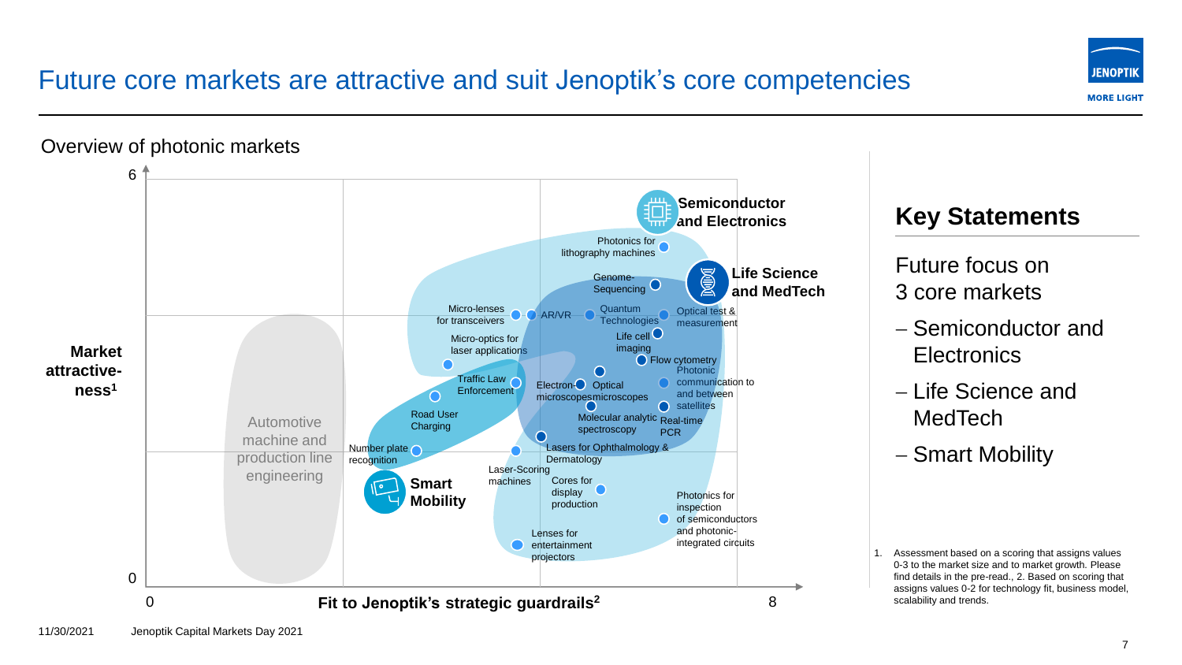# Future core markets are attractive and suit Jenoptik's core competencies

## Overview of photonic markets

Market attractive-ness[1] (0–6)

Fit to Jenoptik's strategic guardrails[2] (0–8)

Semiconductor and Electronics

Life Science and MedTech

Smart Mobility

Automotive machine and production line engineering

Photonics for lithography machines

Genome-Sequencing

Micro-lenses for transceivers

AR/VR

Quantum Technologies

Optical test & measurement

Micro-optics for laser applications

Life cell imaging

Flow cytometry

Photonic communication to and between satellites

Traffic Law Enforcement

Electron-microscopes

Optical microscopes

Road User Charging

Molecular analytic spectroscopy

Real-time PCR

Number plate recognition

Lasers for Ophthalmology & Dermatology

Laser-Scoring machines

Cores for display production

Photonics for inspection of semiconductors and photonic-integrated circuits

Lenses for entertainment projectors

## Key Statements

Future focus on 3 core markets

- Semiconductor and Electronics
- Life Science and MedTech
- Smart Mobility

1. Assessment based on a scoring that assigns values 0-3 to the market size and to market growth. Please find details in the pre-read., 2. Based on scoring that assigns values 0-2 for technology fit, business model, scalability and trends.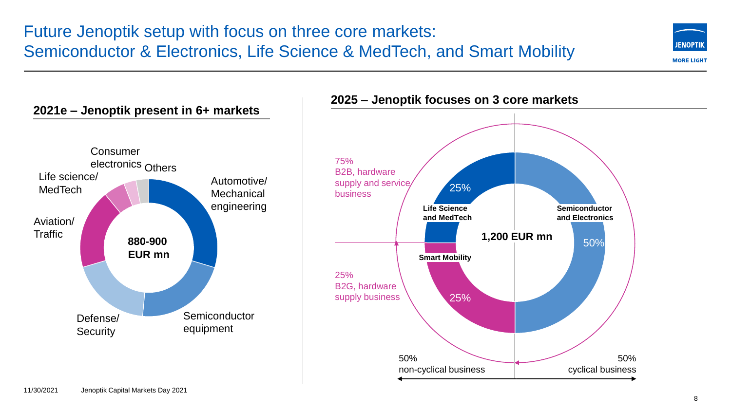# Future Jenoptik setup with focus on three core markets: Semiconductor & Electronics, Life Science & MedTech, and Smart Mobility

## 2021e – Jenoptik present in 6+ markets

**880-900 EUR mn**

- Automotive/ Mechanical engineering
- Semiconductor equipment
- Defense/ Security
- Aviation/ Traffic
- Life science/ MedTech
- Consumer electronics
- Others

## 2025 – Jenoptik focuses on 3 core markets

**1,200 EUR mn**

- **Semiconductor and Electronics** 50%
- **Life Science and MedTech** 25%
- **Smart Mobility** 25%

75% B2B, hardware supply and service business

25% B2G, hardware supply business

50% non-cyclical business

50% cyclical business

11/30/2021 Jenoptik Capital Markets Day 2021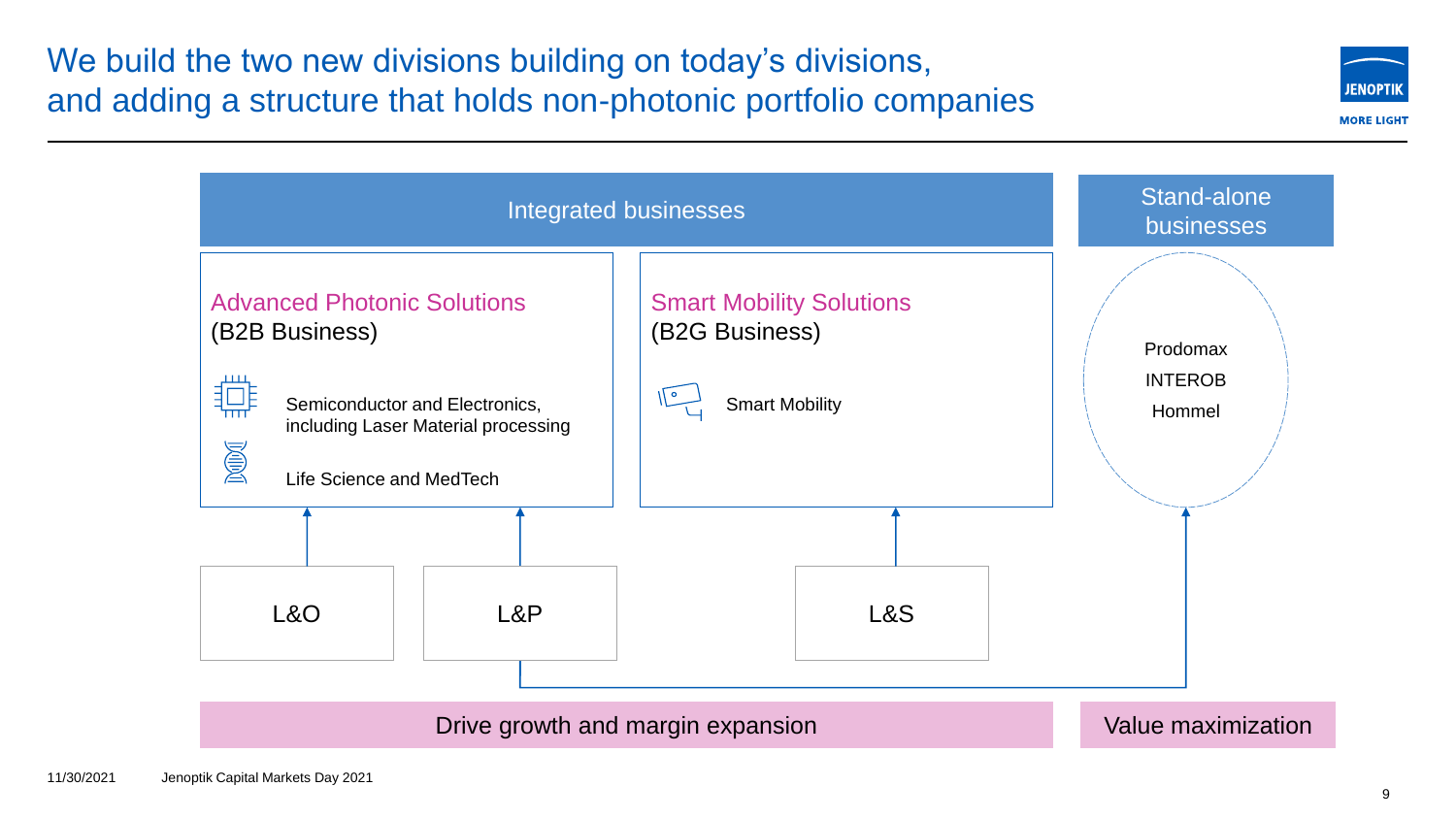# We build the two new divisions building on today's divisions, and adding a structure that holds non-photonic portfolio companies

## Integrated businesses

### Advanced Photonic Solutions (B2B Business)

- Semiconductor and Electronics, including Laser Material processing
- Life Science and MedTech

### Smart Mobility Solutions (B2G Business)

- Smart Mobility

## Stand-alone businesses

- Prodomax
- INTEROB
- Hommel

L&O → Advanced Photonic Solutions

L&P → Advanced Photonic Solutions; Stand-alone businesses

L&S → Smart Mobility Solutions

Drive growth and margin expansion

Value maximization

11/30/2021 Jenoptik Capital Markets Day 2021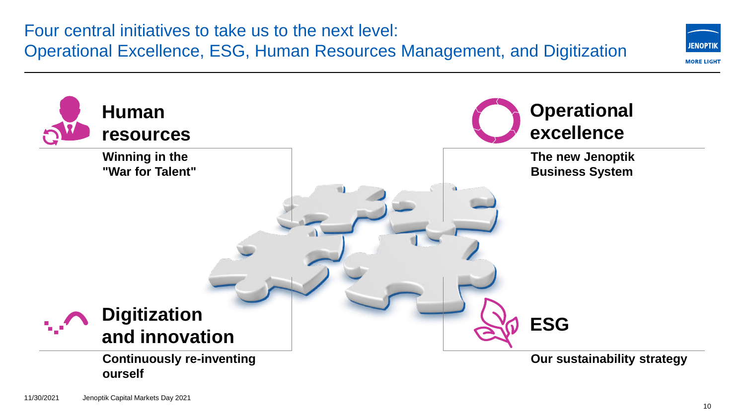# Four central initiatives to take us to the next level: Operational Excellence, ESG, Human Resources Management, and Digitization

## Human resources

**Winning in the "War for Talent"**

## Operational excellence

**The new Jenoptik Business System**

## Digitization and innovation

**Continuously re-inventing ourself**

## ESG

**Our sustainability strategy**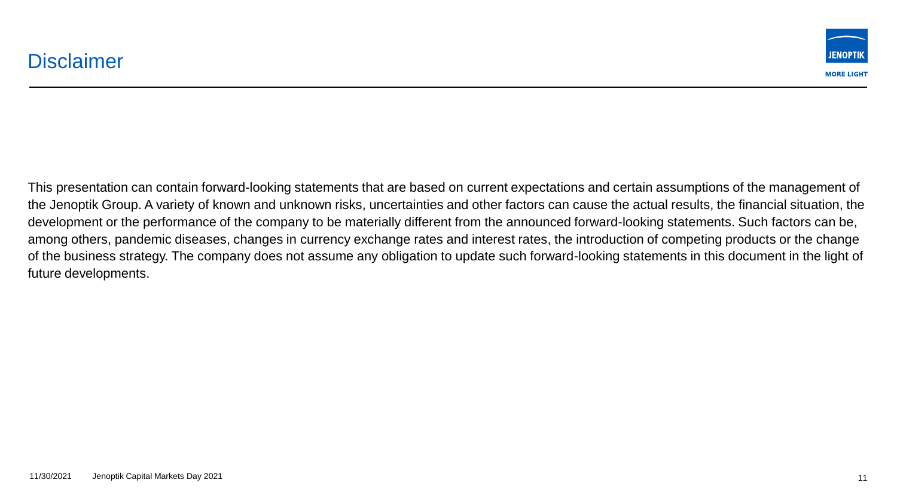# Disclaimer

This presentation can contain forward-looking statements that are based on current expectations and certain assumptions of the management of the Jenoptik Group. A variety of known and unknown risks, uncertainties and other factors can cause the actual results, the financial situation, the development or the performance of the company to be materially different from the announced forward-looking statements. Such factors can be, among others, pandemic diseases, changes in currency exchange rates and interest rates, the introduction of competing products or the change of the business strategy. The company does not assume any obligation to update such forward-looking statements in this document in the light of future developments.